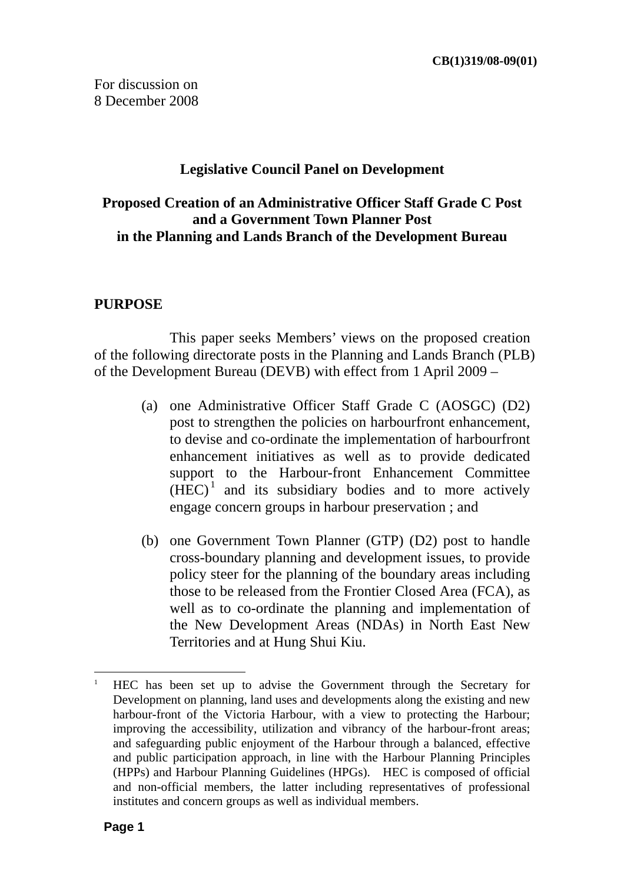**CB(1)319/08-09(01)**

For discussion on
8 December 2008

**Legislative Council Panel on Development**

**Proposed Creation of an Administrative Officer Staff Grade C Post and a Government Town Planner Post in the Planning and Lands Branch of the Development Bureau**

**PURPOSE**

This paper seeks Members' views on the proposed creation of the following directorate posts in the Planning and Lands Branch (PLB) of the Development Bureau (DEVB) with effect from 1 April 2009 –

(a) one Administrative Officer Staff Grade C (AOSGC) (D2) post to strengthen the policies on harbourfront enhancement, to devise and co-ordinate the implementation of harbourfront enhancement initiatives as well as to provide dedicated support to the Harbour-front Enhancement Committee (HEC)[1] and its subsidiary bodies and to more actively engage concern groups in harbour preservation ; and

(b) one Government Town Planner (GTP) (D2) post to handle cross-boundary planning and development issues, to provide policy steer for the planning of the boundary areas including those to be released from the Frontier Closed Area (FCA), as well as to co-ordinate the planning and implementation of the New Development Areas (NDAs) in North East New Territories and at Hung Shui Kiu.

---

[1] HEC has been set up to advise the Government through the Secretary for Development on planning, land uses and developments along the existing and new harbour-front of the Victoria Harbour, with a view to protecting the Harbour; improving the accessibility, utilization and vibrancy of the harbour-front areas; and safeguarding public enjoyment of the Harbour through a balanced, effective and public participation approach, in line with the Harbour Planning Principles (HPPs) and Harbour Planning Guidelines (HPGs). HEC is composed of official and non-official members, the latter including representatives of professional institutes and concern groups as well as individual members.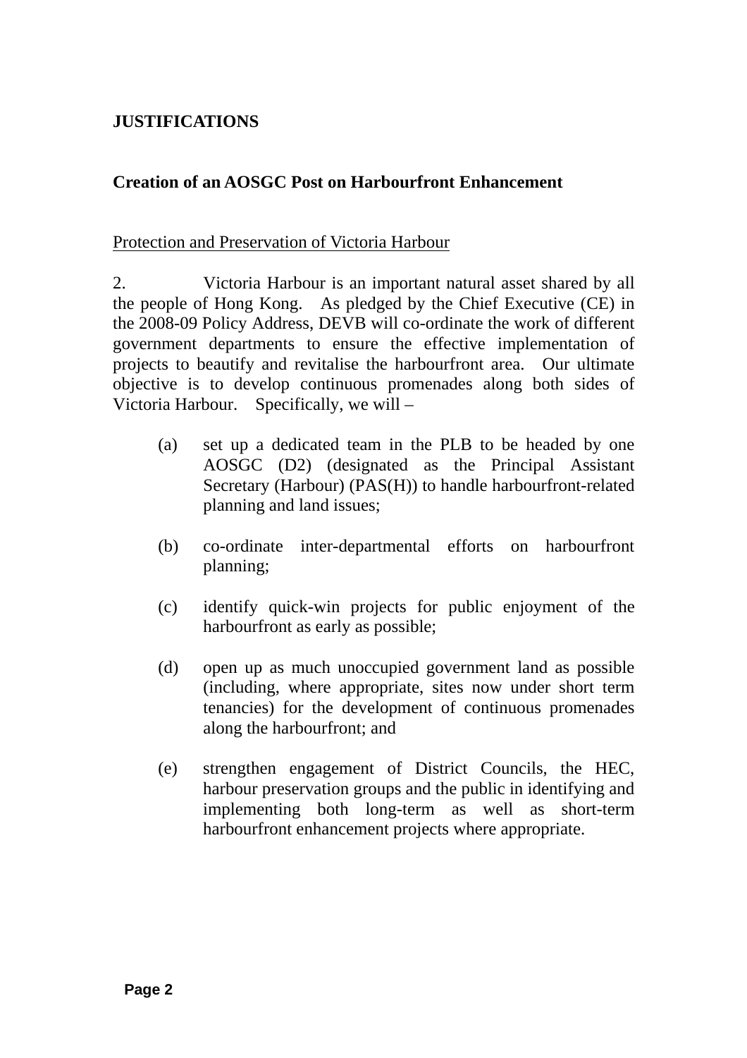## JUSTIFICATIONS

### Creation of an AOSGC Post on Harbourfront Enhancement

Protection and Preservation of Victoria Harbour

2. Victoria Harbour is an important natural asset shared by all the people of Hong Kong. As pledged by the Chief Executive (CE) in the 2008-09 Policy Address, DEVB will co-ordinate the work of different government departments to ensure the effective implementation of projects to beautify and revitalise the harbourfront area. Our ultimate objective is to develop continuous promenades along both sides of Victoria Harbour. Specifically, we will –

(a) set up a dedicated team in the PLB to be headed by one AOSGC (D2) (designated as the Principal Assistant Secretary (Harbour) (PAS(H)) to handle harbourfront-related planning and land issues;

(b) co-ordinate inter-departmental efforts on harbourfront planning;

(c) identify quick-win projects for public enjoyment of the harbourfront as early as possible;

(d) open up as much unoccupied government land as possible (including, where appropriate, sites now under short term tenancies) for the development of continuous promenades along the harbourfront; and

(e) strengthen engagement of District Councils, the HEC, harbour preservation groups and the public in identifying and implementing both long-term as well as short-term harbourfront enhancement projects where appropriate.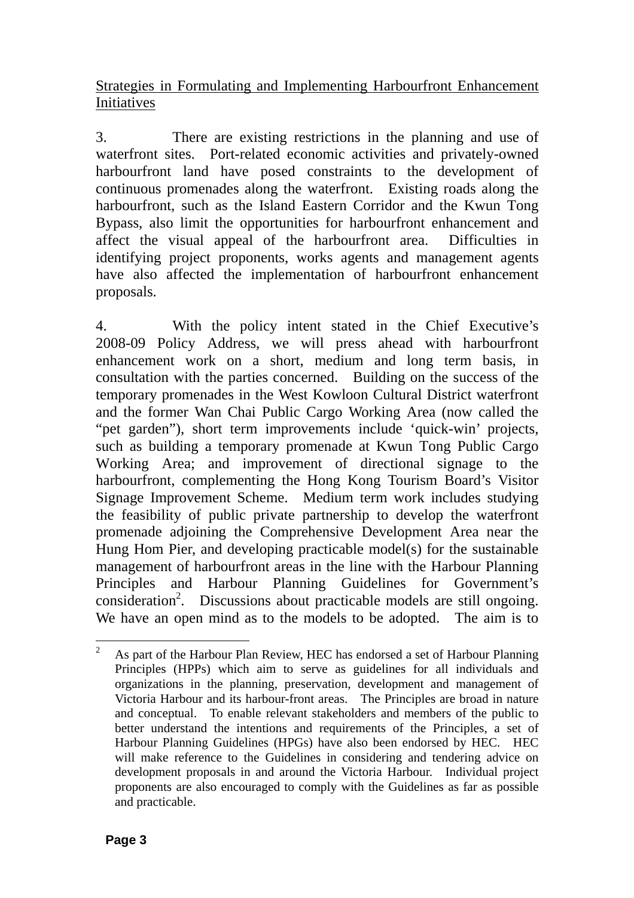<u>Strategies in Formulating and Implementing Harbourfront Enhancement Initiatives</u>

3. There are existing restrictions in the planning and use of waterfront sites. Port-related economic activities and privately-owned harbourfront land have posed constraints to the development of continuous promenades along the waterfront. Existing roads along the harbourfront, such as the Island Eastern Corridor and the Kwun Tong Bypass, also limit the opportunities for harbourfront enhancement and affect the visual appeal of the harbourfront area. Difficulties in identifying project proponents, works agents and management agents have also affected the implementation of harbourfront enhancement proposals.

4. With the policy intent stated in the Chief Executive's 2008-09 Policy Address, we will press ahead with harbourfront enhancement work on a short, medium and long term basis, in consultation with the parties concerned. Building on the success of the temporary promenades in the West Kowloon Cultural District waterfront and the former Wan Chai Public Cargo Working Area (now called the "pet garden"), short term improvements include 'quick-win' projects, such as building a temporary promenade at Kwun Tong Public Cargo Working Area; and improvement of directional signage to the harbourfront, complementing the Hong Kong Tourism Board's Visitor Signage Improvement Scheme. Medium term work includes studying the feasibility of public private partnership to develop the waterfront promenade adjoining the Comprehensive Development Area near the Hung Hom Pier, and developing practicable model(s) for the sustainable management of harbourfront areas in the line with the Harbour Planning Principles and Harbour Planning Guidelines for Government's consideration[2]. Discussions about practicable models are still ongoing. We have an open mind as to the models to be adopted. The aim is to

---

[2] As part of the Harbour Plan Review, HEC has endorsed a set of Harbour Planning Principles (HPPs) which aim to serve as guidelines for all individuals and organizations in the planning, preservation, development and management of Victoria Harbour and its harbour-front areas. The Principles are broad in nature and conceptual. To enable relevant stakeholders and members of the public to better understand the intentions and requirements of the Principles, a set of Harbour Planning Guidelines (HPGs) have also been endorsed by HEC. HEC will make reference to the Guidelines in considering and tendering advice on development proposals in and around the Victoria Harbour. Individual project proponents are also encouraged to comply with the Guidelines as far as possible and practicable.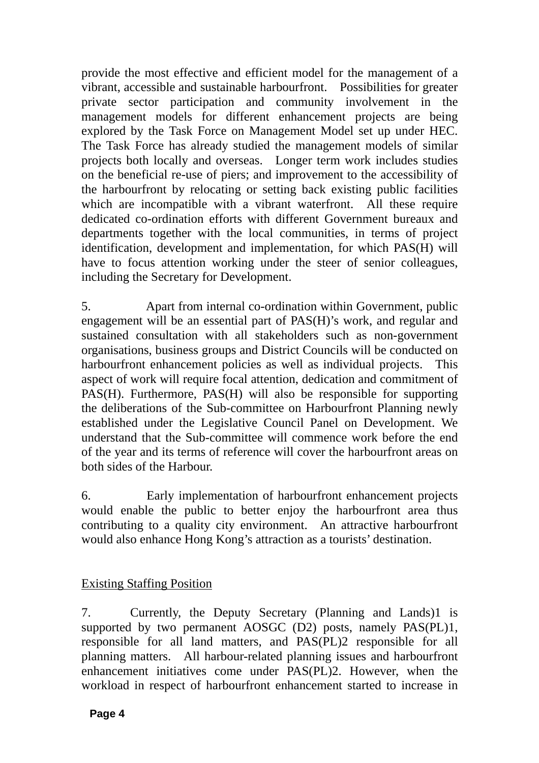provide the most effective and efficient model for the management of a vibrant, accessible and sustainable harbourfront. Possibilities for greater private sector participation and community involvement in the management models for different enhancement projects are being explored by the Task Force on Management Model set up under HEC. The Task Force has already studied the management models of similar projects both locally and overseas. Longer term work includes studies on the beneficial re-use of piers; and improvement to the accessibility of the harbourfront by relocating or setting back existing public facilities which are incompatible with a vibrant waterfront. All these require dedicated co-ordination efforts with different Government bureaux and departments together with the local communities, in terms of project identification, development and implementation, for which PAS(H) will have to focus attention working under the steer of senior colleagues, including the Secretary for Development.

5. Apart from internal co-ordination within Government, public engagement will be an essential part of PAS(H)'s work, and regular and sustained consultation with all stakeholders such as non-government organisations, business groups and District Councils will be conducted on harbourfront enhancement policies as well as individual projects. This aspect of work will require focal attention, dedication and commitment of PAS(H). Furthermore, PAS(H) will also be responsible for supporting the deliberations of the Sub-committee on Harbourfront Planning newly established under the Legislative Council Panel on Development. We understand that the Sub-committee will commence work before the end of the year and its terms of reference will cover the harbourfront areas on both sides of the Harbour.

6. Early implementation of harbourfront enhancement projects would enable the public to better enjoy the harbourfront area thus contributing to a quality city environment. An attractive harbourfront would also enhance Hong Kong's attraction as a tourists' destination.

## Existing Staffing Position

7. Currently, the Deputy Secretary (Planning and Lands)1 is supported by two permanent AOSGC (D2) posts, namely PAS(PL)1, responsible for all land matters, and PAS(PL)2 responsible for all planning matters. All harbour-related planning issues and harbourfront enhancement initiatives come under PAS(PL)2. However, when the workload in respect of harbourfront enhancement started to increase in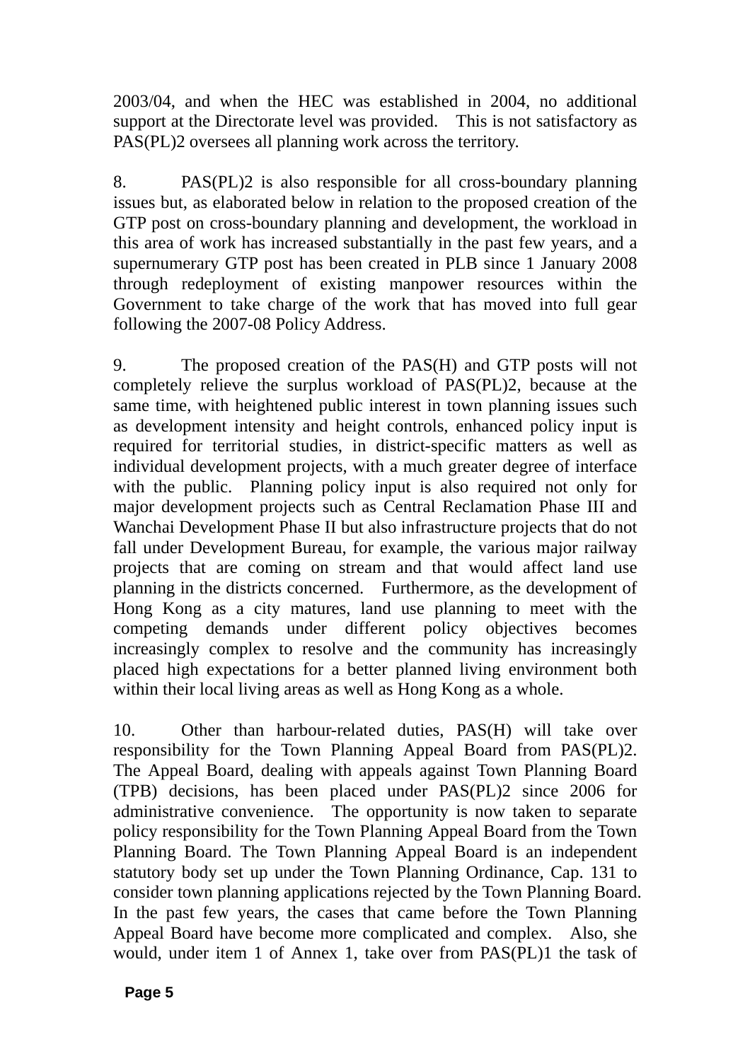2003/04, and when the HEC was established in 2004, no additional support at the Directorate level was provided. This is not satisfactory as PAS(PL)2 oversees all planning work across the territory.

8. PAS(PL)2 is also responsible for all cross-boundary planning issues but, as elaborated below in relation to the proposed creation of the GTP post on cross-boundary planning and development, the workload in this area of work has increased substantially in the past few years, and a supernumerary GTP post has been created in PLB since 1 January 2008 through redeployment of existing manpower resources within the Government to take charge of the work that has moved into full gear following the 2007-08 Policy Address.

9. The proposed creation of the PAS(H) and GTP posts will not completely relieve the surplus workload of PAS(PL)2, because at the same time, with heightened public interest in town planning issues such as development intensity and height controls, enhanced policy input is required for territorial studies, in district-specific matters as well as individual development projects, with a much greater degree of interface with the public. Planning policy input is also required not only for major development projects such as Central Reclamation Phase III and Wanchai Development Phase II but also infrastructure projects that do not fall under Development Bureau, for example, the various major railway projects that are coming on stream and that would affect land use planning in the districts concerned. Furthermore, as the development of Hong Kong as a city matures, land use planning to meet with the competing demands under different policy objectives becomes increasingly complex to resolve and the community has increasingly placed high expectations for a better planned living environment both within their local living areas as well as Hong Kong as a whole.

10. Other than harbour-related duties, PAS(H) will take over responsibility for the Town Planning Appeal Board from PAS(PL)2. The Appeal Board, dealing with appeals against Town Planning Board (TPB) decisions, has been placed under PAS(PL)2 since 2006 for administrative convenience. The opportunity is now taken to separate policy responsibility for the Town Planning Appeal Board from the Town Planning Board. The Town Planning Appeal Board is an independent statutory body set up under the Town Planning Ordinance, Cap. 131 to consider town planning applications rejected by the Town Planning Board. In the past few years, the cases that came before the Town Planning Appeal Board have become more complicated and complex. Also, she would, under item 1 of Annex 1, take over from PAS(PL)1 the task of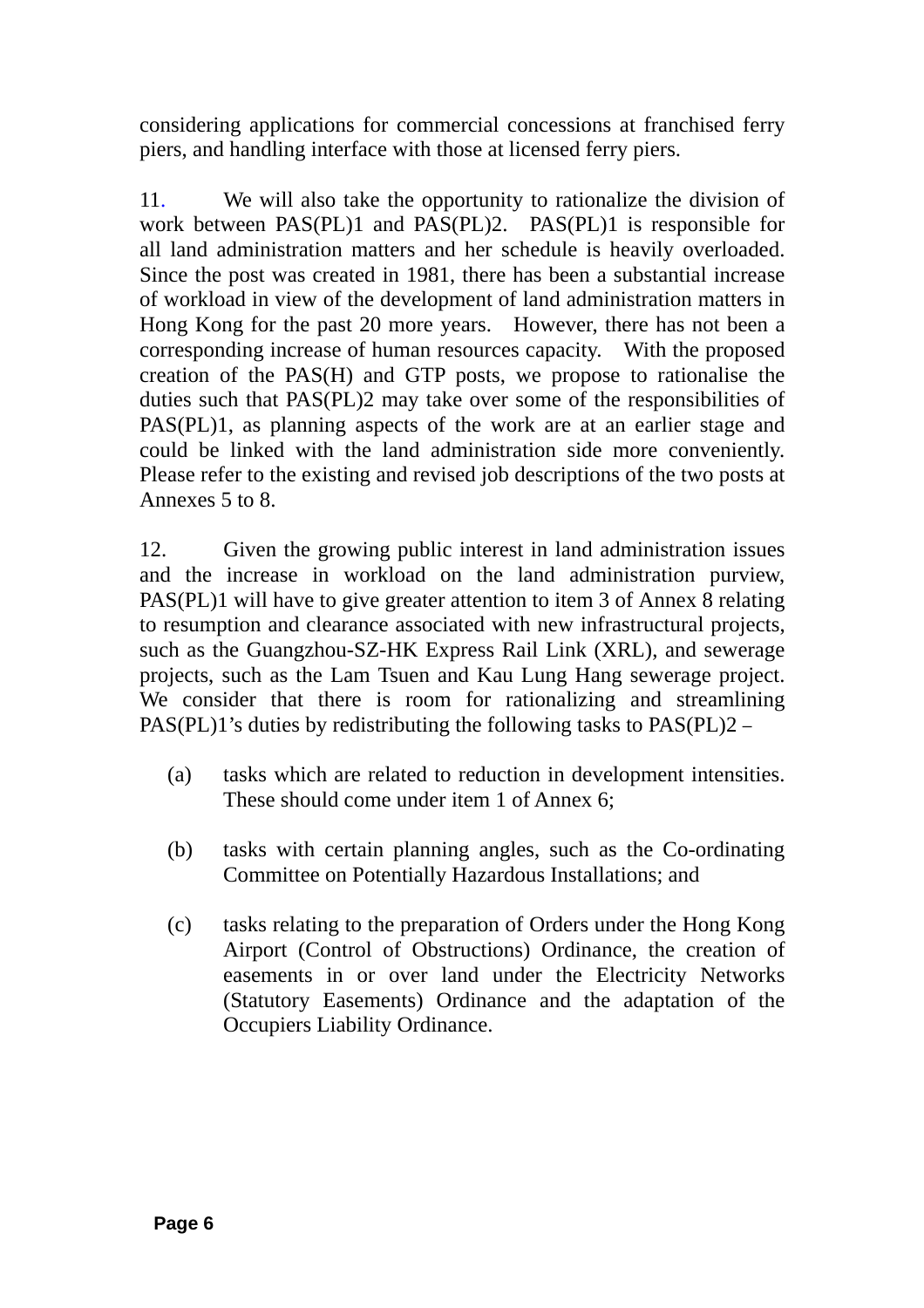considering applications for commercial concessions at franchised ferry piers, and handling interface with those at licensed ferry piers.

11. We will also take the opportunity to rationalize the division of work between PAS(PL)1 and PAS(PL)2. PAS(PL)1 is responsible for all land administration matters and her schedule is heavily overloaded. Since the post was created in 1981, there has been a substantial increase of workload in view of the development of land administration matters in Hong Kong for the past 20 more years. However, there has not been a corresponding increase of human resources capacity. With the proposed creation of the PAS(H) and GTP posts, we propose to rationalise the duties such that PAS(PL)2 may take over some of the responsibilities of PAS(PL)1, as planning aspects of the work are at an earlier stage and could be linked with the land administration side more conveniently. Please refer to the existing and revised job descriptions of the two posts at Annexes 5 to 8.

12. Given the growing public interest in land administration issues and the increase in workload on the land administration purview, PAS(PL)1 will have to give greater attention to item 3 of Annex 8 relating to resumption and clearance associated with new infrastructural projects, such as the Guangzhou-SZ-HK Express Rail Link (XRL), and sewerage projects, such as the Lam Tsuen and Kau Lung Hang sewerage project. We consider that there is room for rationalizing and streamlining PAS(PL)1's duties by redistributing the following tasks to PAS(PL)2 –

(a) tasks which are related to reduction in development intensities. These should come under item 1 of Annex 6;

(b) tasks with certain planning angles, such as the Co-ordinating Committee on Potentially Hazardous Installations; and

(c) tasks relating to the preparation of Orders under the Hong Kong Airport (Control of Obstructions) Ordinance, the creation of easements in or over land under the Electricity Networks (Statutory Easements) Ordinance and the adaptation of the Occupiers Liability Ordinance.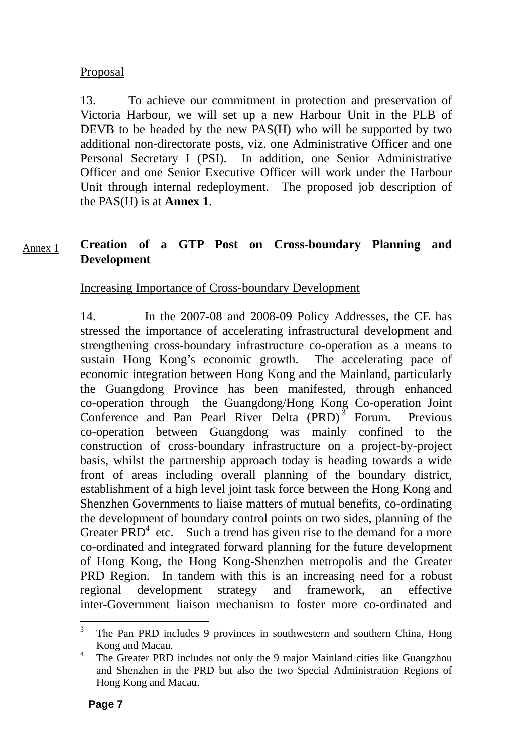Proposal

13. To achieve our commitment in protection and preservation of Victoria Harbour, we will set up a new Harbour Unit in the PLB of DEVB to be headed by the new PAS(H) who will be supported by two additional non-directorate posts, viz. one Administrative Officer and one Personal Secretary I (PSI). In addition, one Senior Administrative Officer and one Senior Executive Officer will work under the Harbour Unit through internal redeployment. The proposed job description of the PAS(H) is at **Annex 1**.

Annex 1

**Creation of a GTP Post on Cross-boundary Planning and Development**

Increasing Importance of Cross-boundary Development

14. In the 2007-08 and 2008-09 Policy Addresses, the CE has stressed the importance of accelerating infrastructural development and strengthening cross-boundary infrastructure co-operation as a means to sustain Hong Kong's economic growth. The accelerating pace of economic integration between Hong Kong and the Mainland, particularly the Guangdong Province has been manifested, through enhanced co-operation through the Guangdong/Hong Kong Co-operation Joint Conference and Pan Pearl River Delta (PRD)[3] Forum. Previous co-operation between Guangdong was mainly confined to the construction of cross-boundary infrastructure on a project-by-project basis, whilst the partnership approach today is heading towards a wide front of areas including overall planning of the boundary district, establishment of a high level joint task force between the Hong Kong and Shenzhen Governments to liaise matters of mutual benefits, co-ordinating the development of boundary control points on two sides, planning of the Greater PRD[4] etc. Such a trend has given rise to the demand for a more co-ordinated and integrated forward planning for the future development of Hong Kong, the Hong Kong-Shenzhen metropolis and the Greater PRD Region. In tandem with this is an increasing need for a robust regional development strategy and framework, an effective inter-Government liaison mechanism to foster more co-ordinated and

---

[3] The Pan PRD includes 9 provinces in southwestern and southern China, Hong Kong and Macau.

[4] The Greater PRD includes not only the 9 major Mainland cities like Guangzhou and Shenzhen in the PRD but also the two Special Administration Regions of Hong Kong and Macau.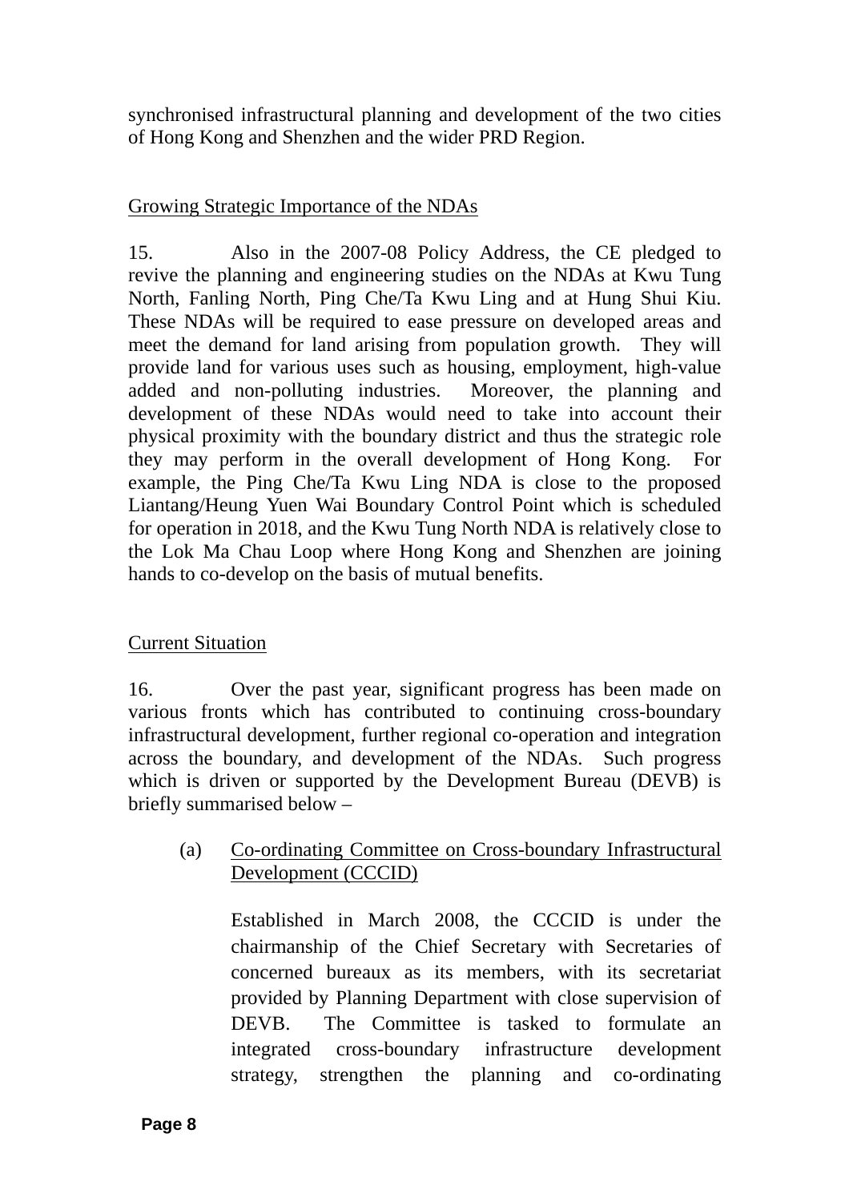synchronised infrastructural planning and development of the two cities of Hong Kong and Shenzhen and the wider PRD Region.

<u>Growing Strategic Importance of the NDAs</u>

15. Also in the 2007-08 Policy Address, the CE pledged to revive the planning and engineering studies on the NDAs at Kwu Tung North, Fanling North, Ping Che/Ta Kwu Ling and at Hung Shui Kiu. These NDAs will be required to ease pressure on developed areas and meet the demand for land arising from population growth. They will provide land for various uses such as housing, employment, high-value added and non-polluting industries. Moreover, the planning and development of these NDAs would need to take into account their physical proximity with the boundary district and thus the strategic role they may perform in the overall development of Hong Kong. For example, the Ping Che/Ta Kwu Ling NDA is close to the proposed Liantang/Heung Yuen Wai Boundary Control Point which is scheduled for operation in 2018, and the Kwu Tung North NDA is relatively close to the Lok Ma Chau Loop where Hong Kong and Shenzhen are joining hands to co-develop on the basis of mutual benefits.

<u>Current Situation</u>

16. Over the past year, significant progress has been made on various fronts which has contributed to continuing cross-boundary infrastructural development, further regional co-operation and integration across the boundary, and development of the NDAs. Such progress which is driven or supported by the Development Bureau (DEVB) is briefly summarised below –

(a) <u>Co-ordinating Committee on Cross-boundary Infrastructural Development (CCCID)</u>

Established in March 2008, the CCCID is under the chairmanship of the Chief Secretary with Secretaries of concerned bureaux as its members, with its secretariat provided by Planning Department with close supervision of DEVB. The Committee is tasked to formulate an integrated cross-boundary infrastructure development strategy, strengthen the planning and co-ordinating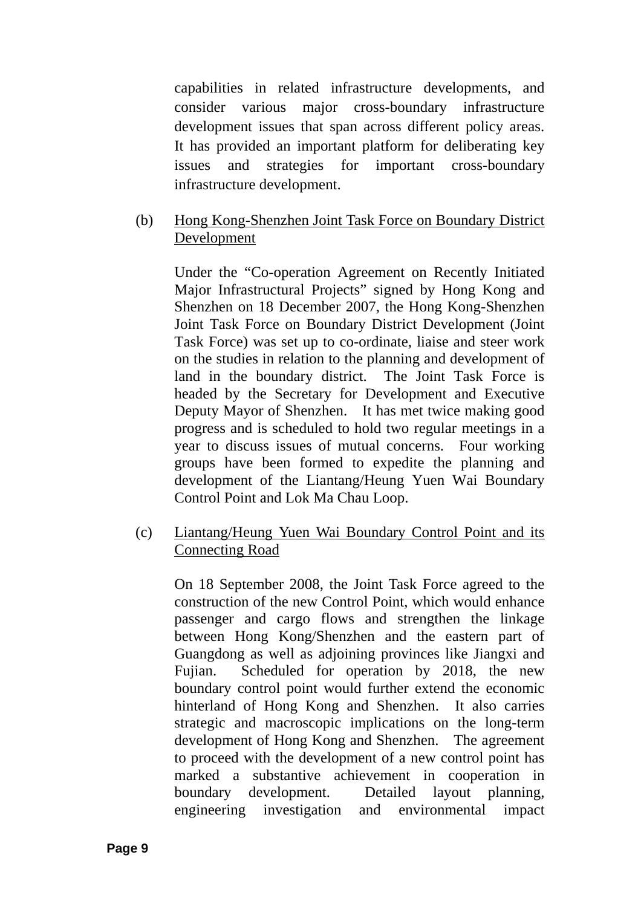capabilities in related infrastructure developments, and consider various major cross-boundary infrastructure development issues that span across different policy areas. It has provided an important platform for deliberating key issues and strategies for important cross-boundary infrastructure development.

(b) <u>Hong Kong-Shenzhen Joint Task Force on Boundary District Development</u>

Under the "Co-operation Agreement on Recently Initiated Major Infrastructural Projects" signed by Hong Kong and Shenzhen on 18 December 2007, the Hong Kong-Shenzhen Joint Task Force on Boundary District Development (Joint Task Force) was set up to co-ordinate, liaise and steer work on the studies in relation to the planning and development of land in the boundary district. The Joint Task Force is headed by the Secretary for Development and Executive Deputy Mayor of Shenzhen. It has met twice making good progress and is scheduled to hold two regular meetings in a year to discuss issues of mutual concerns. Four working groups have been formed to expedite the planning and development of the Liantang/Heung Yuen Wai Boundary Control Point and Lok Ma Chau Loop.

(c) <u>Liantang/Heung Yuen Wai Boundary Control Point and its Connecting Road</u>

On 18 September 2008, the Joint Task Force agreed to the construction of the new Control Point, which would enhance passenger and cargo flows and strengthen the linkage between Hong Kong/Shenzhen and the eastern part of Guangdong as well as adjoining provinces like Jiangxi and Fujian. Scheduled for operation by 2018, the new boundary control point would further extend the economic hinterland of Hong Kong and Shenzhen. It also carries strategic and macroscopic implications on the long-term development of Hong Kong and Shenzhen. The agreement to proceed with the development of a new control point has marked a substantive achievement in cooperation in boundary development. Detailed layout planning, engineering investigation and environmental impact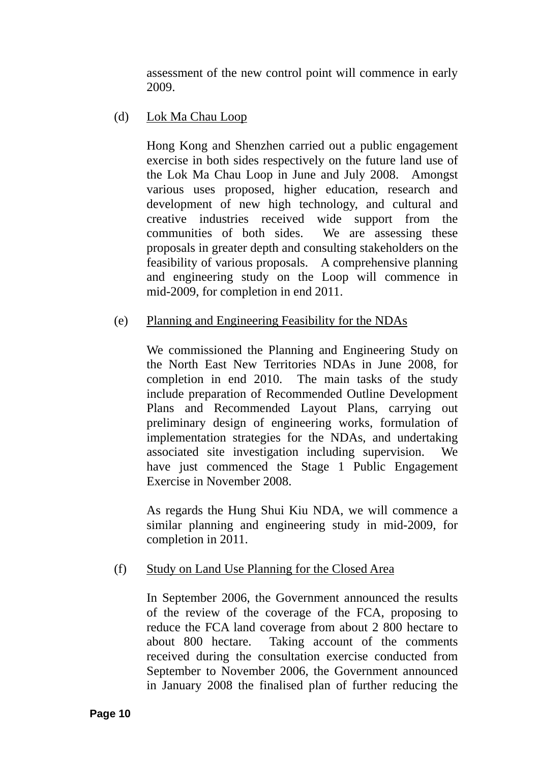assessment of the new control point will commence in early 2009.

(d) Lok Ma Chau Loop

Hong Kong and Shenzhen carried out a public engagement exercise in both sides respectively on the future land use of the Lok Ma Chau Loop in June and July 2008. Amongst various uses proposed, higher education, research and development of new high technology, and cultural and creative industries received wide support from the communities of both sides. We are assessing these proposals in greater depth and consulting stakeholders on the feasibility of various proposals. A comprehensive planning and engineering study on the Loop will commence in mid-2009, for completion in end 2011.

(e) Planning and Engineering Feasibility for the NDAs

We commissioned the Planning and Engineering Study on the North East New Territories NDAs in June 2008, for completion in end 2010. The main tasks of the study include preparation of Recommended Outline Development Plans and Recommended Layout Plans, carrying out preliminary design of engineering works, formulation of implementation strategies for the NDAs, and undertaking associated site investigation including supervision. We have just commenced the Stage 1 Public Engagement Exercise in November 2008.

As regards the Hung Shui Kiu NDA, we will commence a similar planning and engineering study in mid-2009, for completion in 2011.

(f) Study on Land Use Planning for the Closed Area

In September 2006, the Government announced the results of the review of the coverage of the FCA, proposing to reduce the FCA land coverage from about 2 800 hectare to about 800 hectare. Taking account of the comments received during the consultation exercise conducted from September to November 2006, the Government announced in January 2008 the finalised plan of further reducing the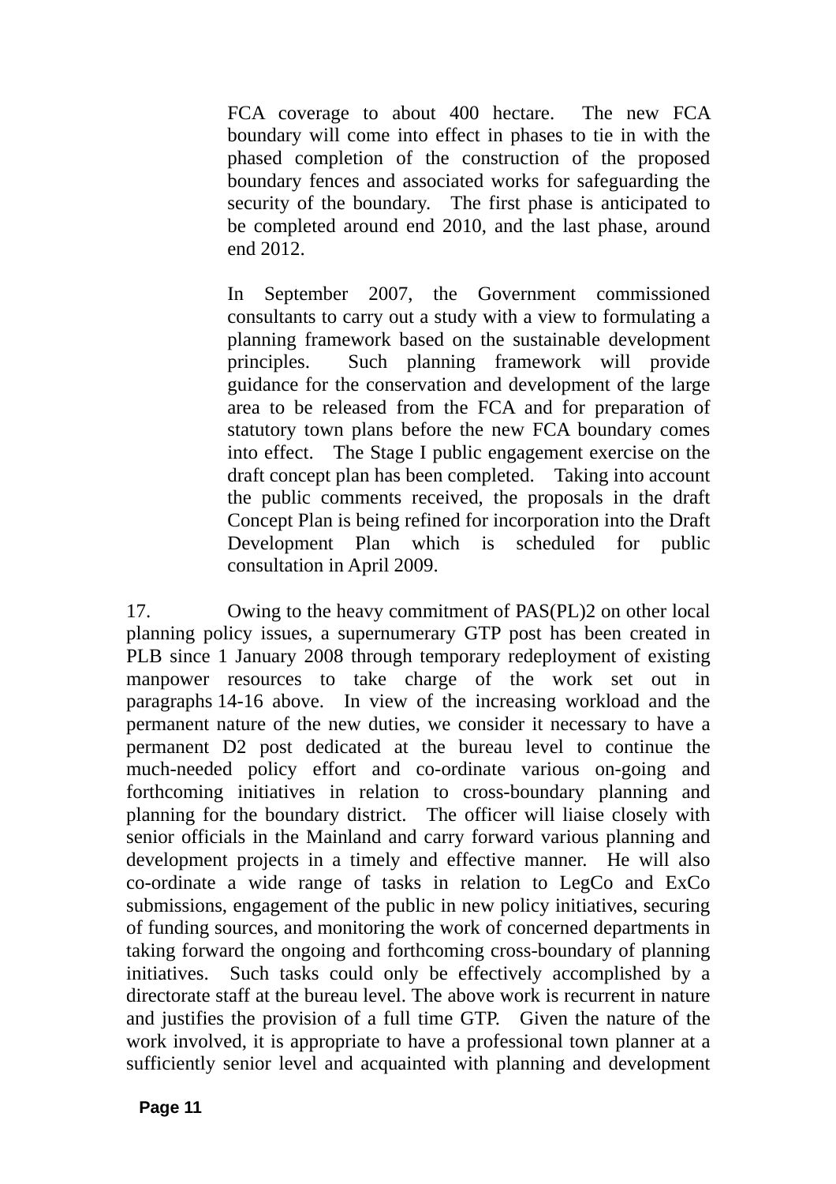FCA coverage to about 400 hectare. The new FCA boundary will come into effect in phases to tie in with the phased completion of the construction of the proposed boundary fences and associated works for safeguarding the security of the boundary. The first phase is anticipated to be completed around end 2010, and the last phase, around end 2012.

In September 2007, the Government commissioned consultants to carry out a study with a view to formulating a planning framework based on the sustainable development principles. Such planning framework will provide guidance for the conservation and development of the large area to be released from the FCA and for preparation of statutory town plans before the new FCA boundary comes into effect. The Stage I public engagement exercise on the draft concept plan has been completed. Taking into account the public comments received, the proposals in the draft Concept Plan is being refined for incorporation into the Draft Development Plan which is scheduled for public consultation in April 2009.

17. Owing to the heavy commitment of PAS(PL)2 on other local planning policy issues, a supernumerary GTP post has been created in PLB since 1 January 2008 through temporary redeployment of existing manpower resources to take charge of the work set out in paragraphs 14-16 above. In view of the increasing workload and the permanent nature of the new duties, we consider it necessary to have a permanent D2 post dedicated at the bureau level to continue the much-needed policy effort and co-ordinate various on-going and forthcoming initiatives in relation to cross-boundary planning and planning for the boundary district. The officer will liaise closely with senior officials in the Mainland and carry forward various planning and development projects in a timely and effective manner. He will also co-ordinate a wide range of tasks in relation to LegCo and ExCo submissions, engagement of the public in new policy initiatives, securing of funding sources, and monitoring the work of concerned departments in taking forward the ongoing and forthcoming cross-boundary of planning initiatives. Such tasks could only be effectively accomplished by a directorate staff at the bureau level. The above work is recurrent in nature and justifies the provision of a full time GTP. Given the nature of the work involved, it is appropriate to have a professional town planner at a sufficiently senior level and acquainted with planning and development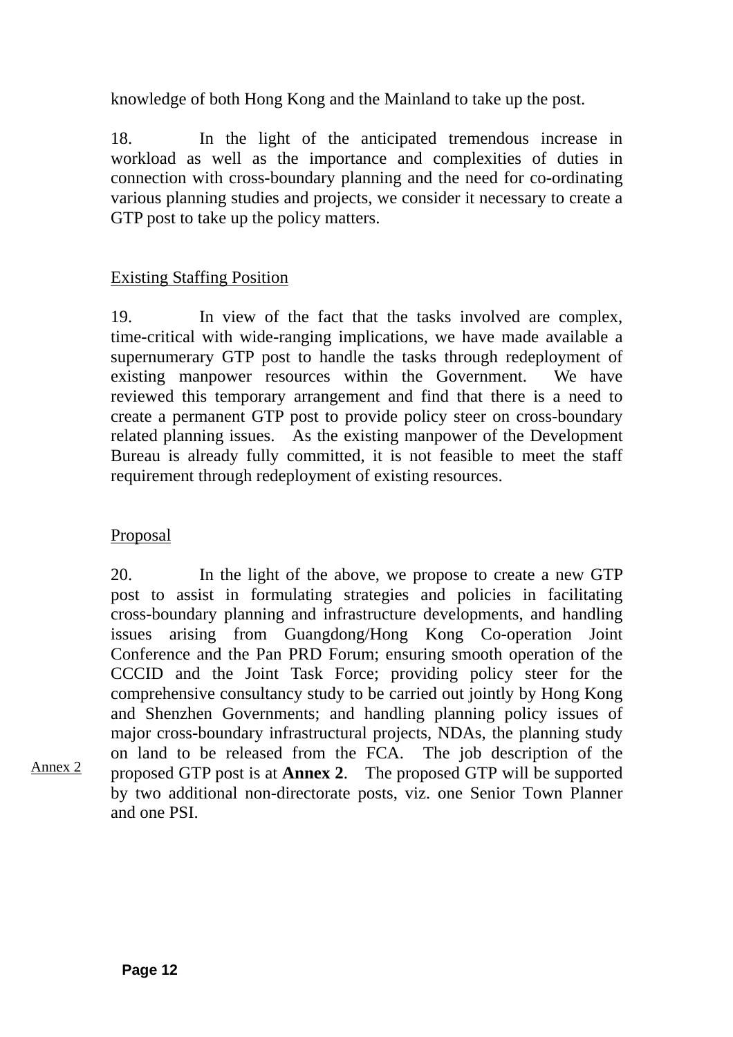knowledge of both Hong Kong and the Mainland to take up the post.

18. In the light of the anticipated tremendous increase in workload as well as the importance and complexities of duties in connection with cross-boundary planning and the need for co-ordinating various planning studies and projects, we consider it necessary to create a GTP post to take up the policy matters.

## Existing Staffing Position

19. In view of the fact that the tasks involved are complex, time-critical with wide-ranging implications, we have made available a supernumerary GTP post to handle the tasks through redeployment of existing manpower resources within the Government. We have reviewed this temporary arrangement and find that there is a need to create a permanent GTP post to provide policy steer on cross-boundary related planning issues. As the existing manpower of the Development Bureau is already fully committed, it is not feasible to meet the staff requirement through redeployment of existing resources.

## Proposal

20. In the light of the above, we propose to create a new GTP post to assist in formulating strategies and policies in facilitating cross-boundary planning and infrastructure developments, and handling issues arising from Guangdong/Hong Kong Co-operation Joint Conference and the Pan PRD Forum; ensuring smooth operation of the CCCID and the Joint Task Force; providing policy steer for the comprehensive consultancy study to be carried out jointly by Hong Kong and Shenzhen Governments; and handling planning policy issues of major cross-boundary infrastructural projects, NDAs, the planning study on land to be released from the FCA. The job description of the proposed GTP post is at **Annex 2**. The proposed GTP will be supported by two additional non-directorate posts, viz. one Senior Town Planner and one PSI.

Annex 2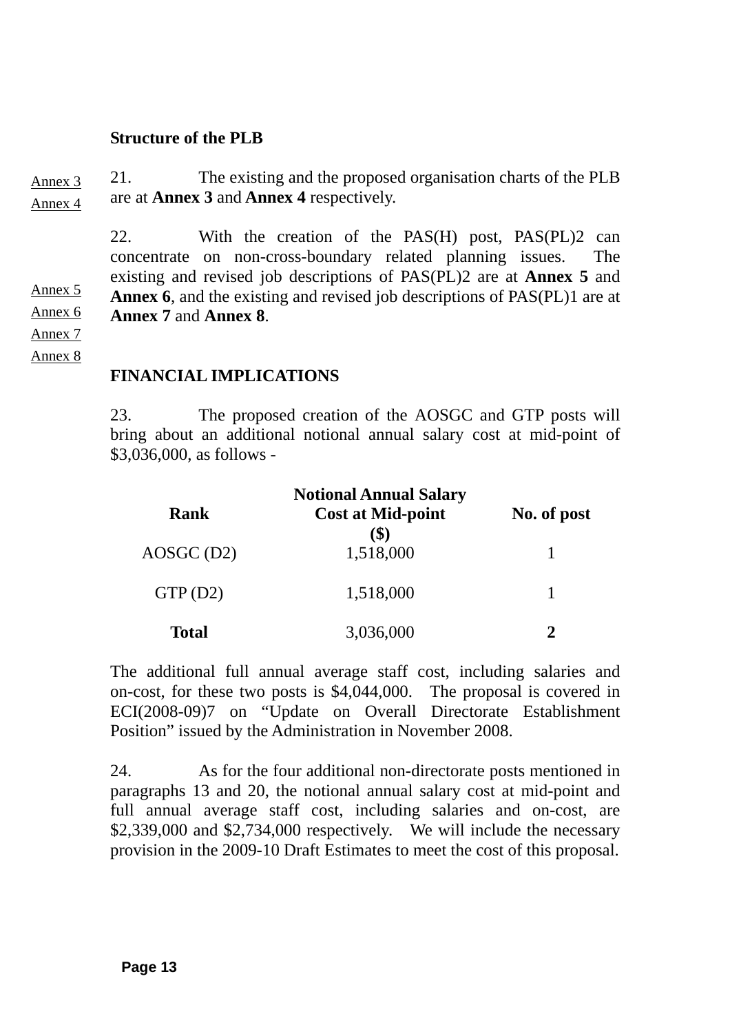**Structure of the PLB**

Annex 3
Annex 4

21. The existing and the proposed organisation charts of the PLB are at **Annex 3** and **Annex 4** respectively.

Annex 5
Annex 6
Annex 7
Annex 8

22. With the creation of the PAS(H) post, PAS(PL)2 can concentrate on non-cross-boundary related planning issues. The existing and revised job descriptions of PAS(PL)2 are at **Annex 5** and **Annex 6**, and the existing and revised job descriptions of PAS(PL)1 are at **Annex 7** and **Annex 8**.

**FINANCIAL IMPLICATIONS**

23. The proposed creation of the AOSGC and GTP posts will bring about an additional notional annual salary cost at mid-point of $3,036,000, as follows -

| Rank | Notional Annual Salary Cost at Mid-point ($) | No. of post |
|---|---|---|
| AOSGC (D2) | 1,518,000 | 1 |
| GTP (D2) | 1,518,000 | 1 |
| **Total** | 3,036,000 | **2** |

The additional full annual average staff cost, including salaries and on-cost, for these two posts is $4,044,000. The proposal is covered in ECI(2008-09)7 on "Update on Overall Directorate Establishment Position" issued by the Administration in November 2008.

24. As for the four additional non-directorate posts mentioned in paragraphs 13 and 20, the notional annual salary cost at mid-point and full annual average staff cost, including salaries and on-cost, are $2,339,000 and $2,734,000 respectively. We will include the necessary provision in the 2009-10 Draft Estimates to meet the cost of this proposal.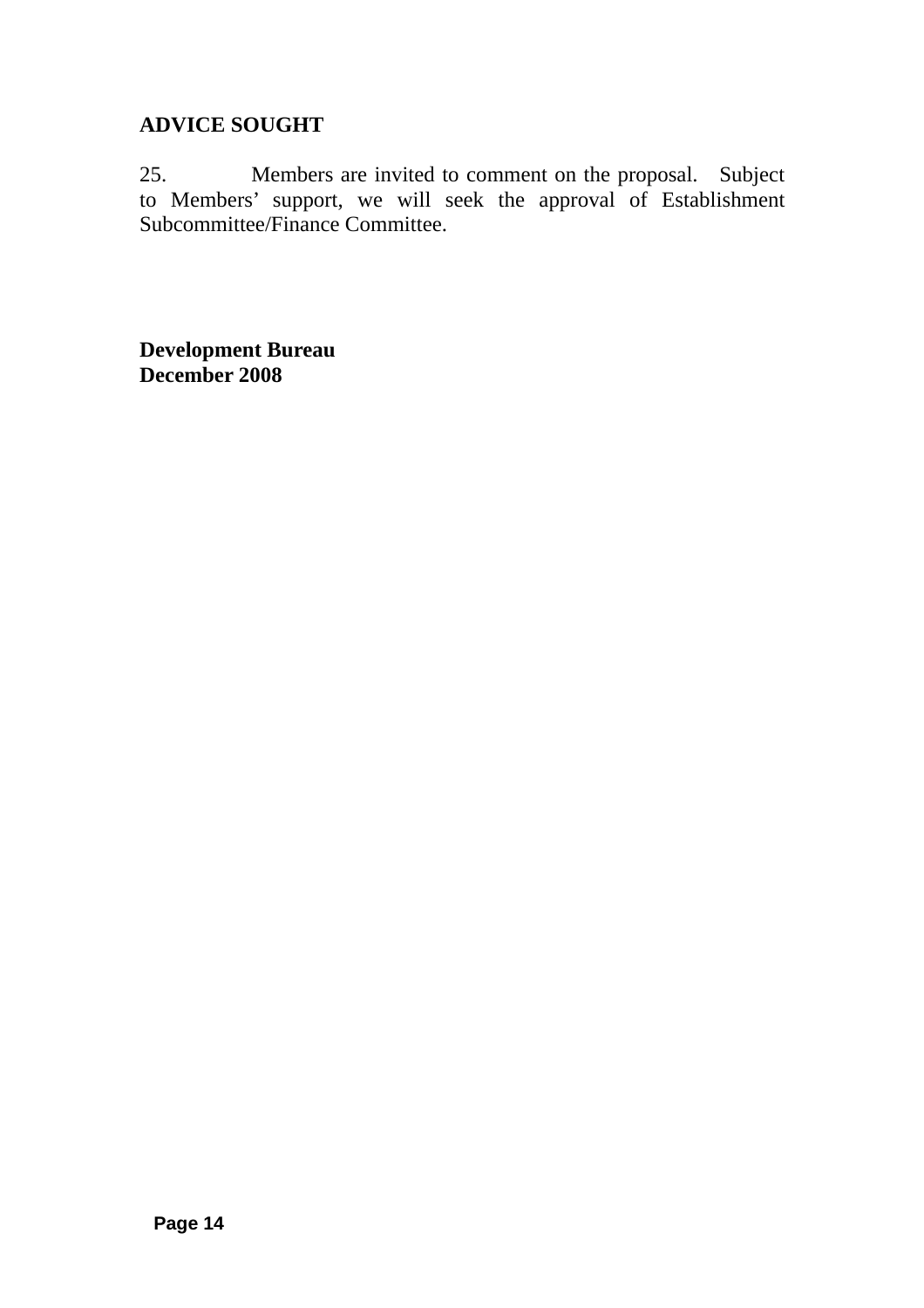**ADVICE SOUGHT**

25. Members are invited to comment on the proposal. Subject to Members’ support, we will seek the approval of Establishment Subcommittee/Finance Committee.

**Development Bureau**
**December 2008**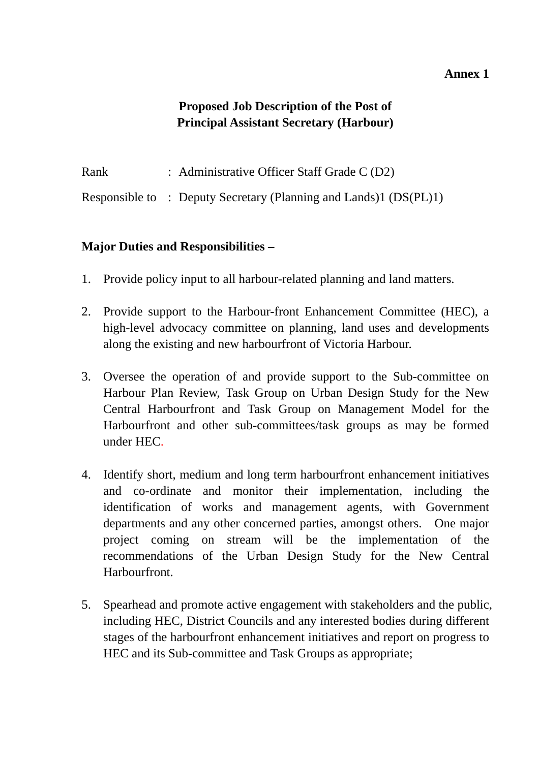**Annex 1**

**Proposed Job Description of the Post of**
**Principal Assistant Secretary (Harbour)**

Rank : Administrative Officer Staff Grade C (D2)

Responsible to : Deputy Secretary (Planning and Lands)1 (DS(PL)1)

**Major Duties and Responsibilities –**

1. Provide policy input to all harbour-related planning and land matters.

2. Provide support to the Harbour-front Enhancement Committee (HEC), a high-level advocacy committee on planning, land uses and developments along the existing and new harbourfront of Victoria Harbour.

3. Oversee the operation of and provide support to the Sub-committee on Harbour Plan Review, Task Group on Urban Design Study for the New Central Harbourfront and Task Group on Management Model for the Harbourfront and other sub-committees/task groups as may be formed under HEC.

4. Identify short, medium and long term harbourfront enhancement initiatives and co-ordinate and monitor their implementation, including the identification of works and management agents, with Government departments and any other concerned parties, amongst others. One major project coming on stream will be the implementation of the recommendations of the Urban Design Study for the New Central Harbourfront.

5. Spearhead and promote active engagement with stakeholders and the public, including HEC, District Councils and any interested bodies during different stages of the harbourfront enhancement initiatives and report on progress to HEC and its Sub-committee and Task Groups as appropriate;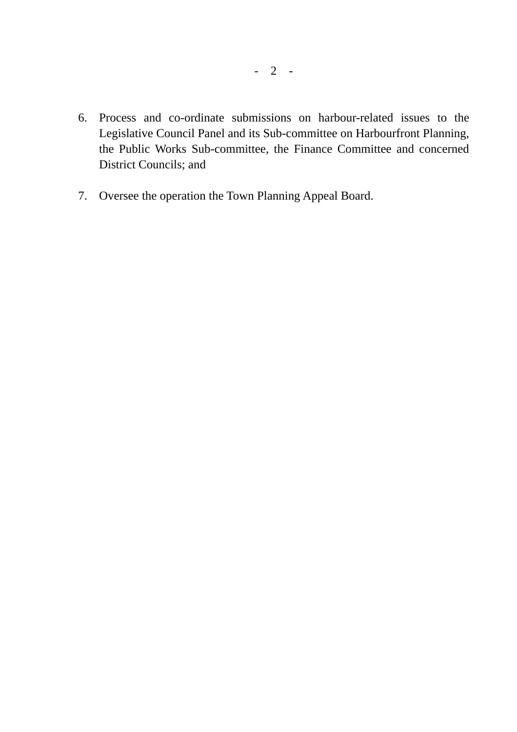6. Process and co-ordinate submissions on harbour-related issues to the Legislative Council Panel and its Sub-committee on Harbourfront Planning, the Public Works Sub-committee, the Finance Committee and concerned District Councils; and

7. Oversee the operation the Town Planning Appeal Board.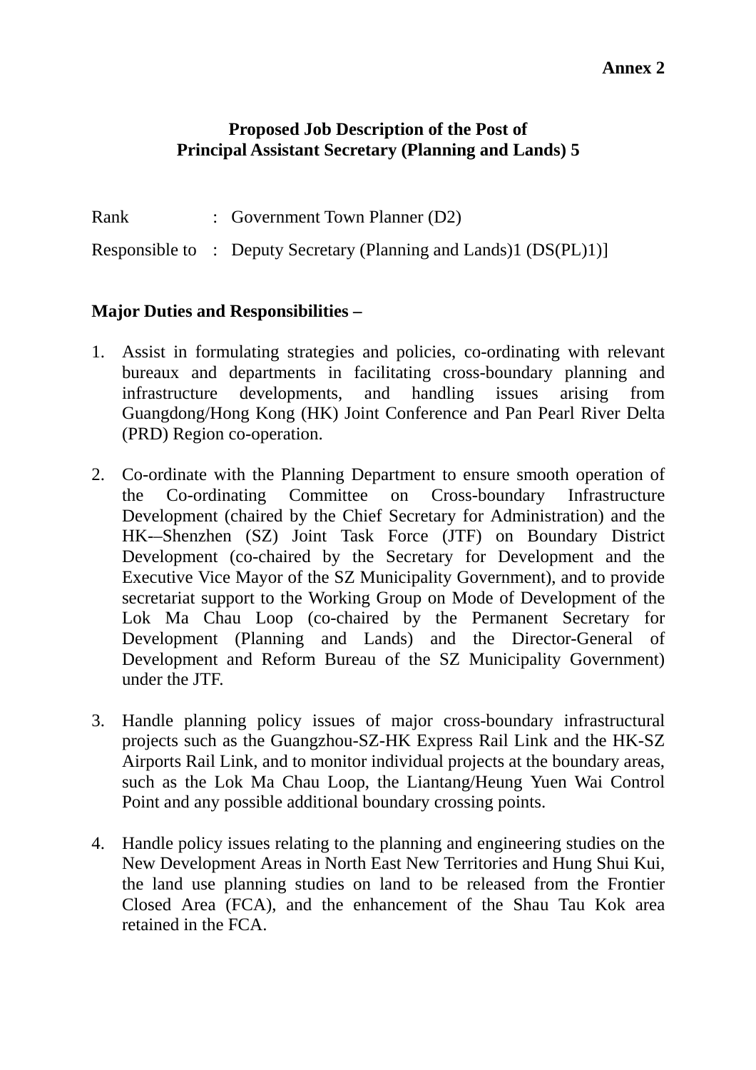**Annex 2**

## Proposed Job Description of the Post of Principal Assistant Secretary (Planning and Lands) 5

Rank : Government Town Planner (D2)

Responsible to : Deputy Secretary (Planning and Lands)1 (DS(PL)1)]

**Major Duties and Responsibilities –**

1. Assist in formulating strategies and policies, co-ordinating with relevant bureaux and departments in facilitating cross-boundary planning and infrastructure developments, and handling issues arising from Guangdong/Hong Kong (HK) Joint Conference and Pan Pearl River Delta (PRD) Region co-operation.

2. Co-ordinate with the Planning Department to ensure smooth operation of the Co-ordinating Committee on Cross-boundary Infrastructure Development (chaired by the Chief Secretary for Administration) and the HK-–Shenzhen (SZ) Joint Task Force (JTF) on Boundary District Development (co-chaired by the Secretary for Development and the Executive Vice Mayor of the SZ Municipality Government), and to provide secretariat support to the Working Group on Mode of Development of the Lok Ma Chau Loop (co-chaired by the Permanent Secretary for Development (Planning and Lands) and the Director-General of Development and Reform Bureau of the SZ Municipality Government) under the JTF.

3. Handle planning policy issues of major cross-boundary infrastructural projects such as the Guangzhou-SZ-HK Express Rail Link and the HK-SZ Airports Rail Link, and to monitor individual projects at the boundary areas, such as the Lok Ma Chau Loop, the Liantang/Heung Yuen Wai Control Point and any possible additional boundary crossing points.

4. Handle policy issues relating to the planning and engineering studies on the New Development Areas in North East New Territories and Hung Shui Kui, the land use planning studies on land to be released from the Frontier Closed Area (FCA), and the enhancement of the Shau Tau Kok area retained in the FCA.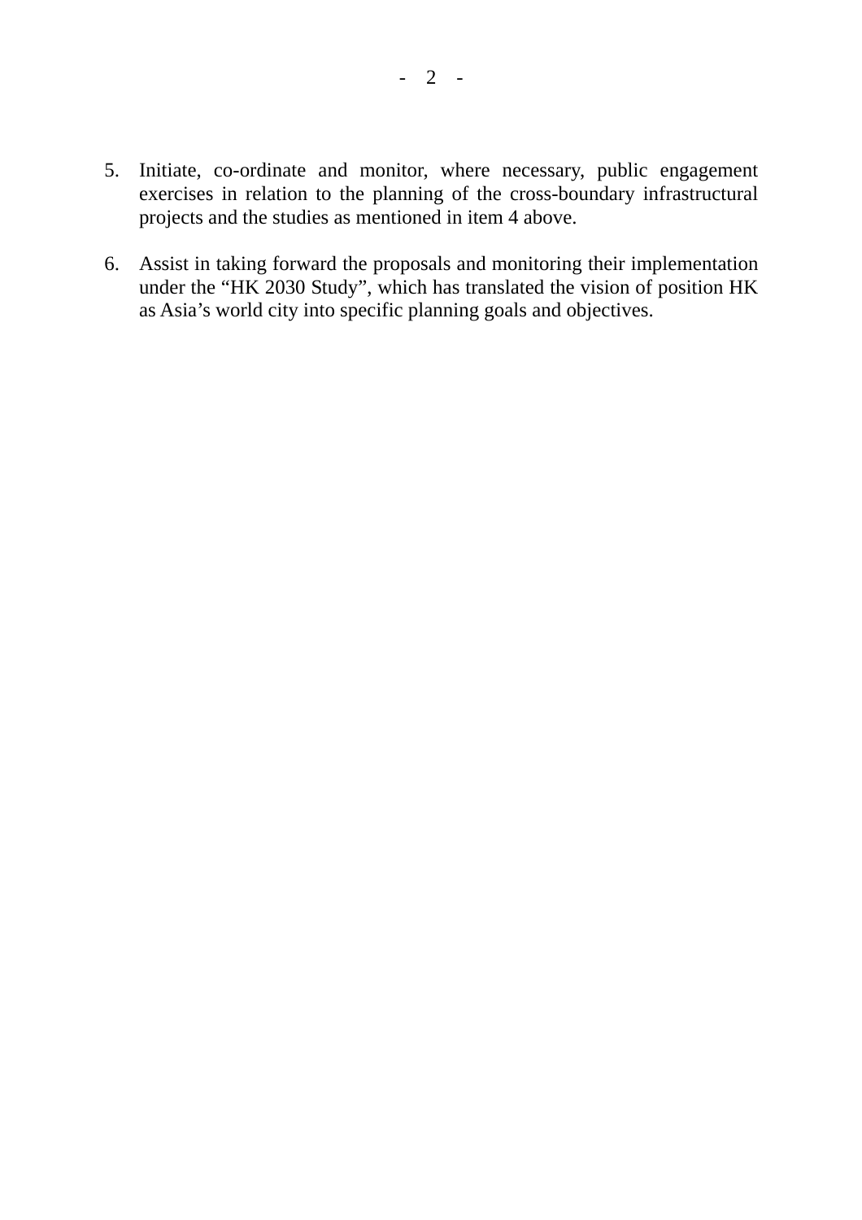5. Initiate, co-ordinate and monitor, where necessary, public engagement exercises in relation to the planning of the cross-boundary infrastructural projects and the studies as mentioned in item 4 above.

6. Assist in taking forward the proposals and monitoring their implementation under the "HK 2030 Study", which has translated the vision of position HK as Asia's world city into specific planning goals and objectives.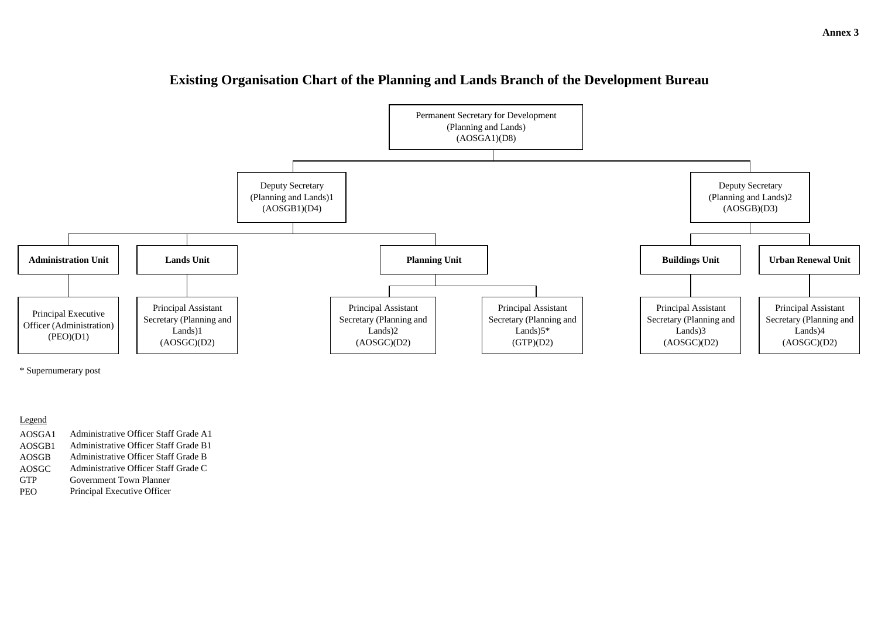Annex 3

# Existing Organisation Chart of the Planning and Lands Branch of the Development Bureau

- Permanent Secretary for Development (Planning and Lands) (AOSGA1)(D8)
  - Deputy Secretary (Planning and Lands)1 (AOSGB1)(D4)
    - **Administration Unit**
      - Principal Executive Officer (Administration) (PEO)(D1)
    - **Lands Unit**
      - Principal Assistant Secretary (Planning and Lands)1 (AOSGC)(D2)
    - **Planning Unit**
      - Principal Assistant Secretary (Planning and Lands)2 (AOSGC)(D2)
      - Principal Assistant Secretary (Planning and Lands)5* (GTP)(D2)
  - Deputy Secretary (Planning and Lands)2 (AOSGB)(D3)
    - **Buildings Unit**
      - Principal Assistant Secretary (Planning and Lands)3 (AOSGC)(D2)
    - **Urban Renewal Unit**
      - Principal Assistant Secretary (Planning and Lands)4 (AOSGC)(D2)

\* Supernumerary post

Legend

| | |
|---|---|
| AOSGA1 | Administrative Officer Staff Grade A1 |
| AOSGB1 | Administrative Officer Staff Grade B1 |
| AOSGB | Administrative Officer Staff Grade B |
| AOSGC | Administrative Officer Staff Grade C |
| GTP | Government Town Planner |
| PEO | Principal Executive Officer |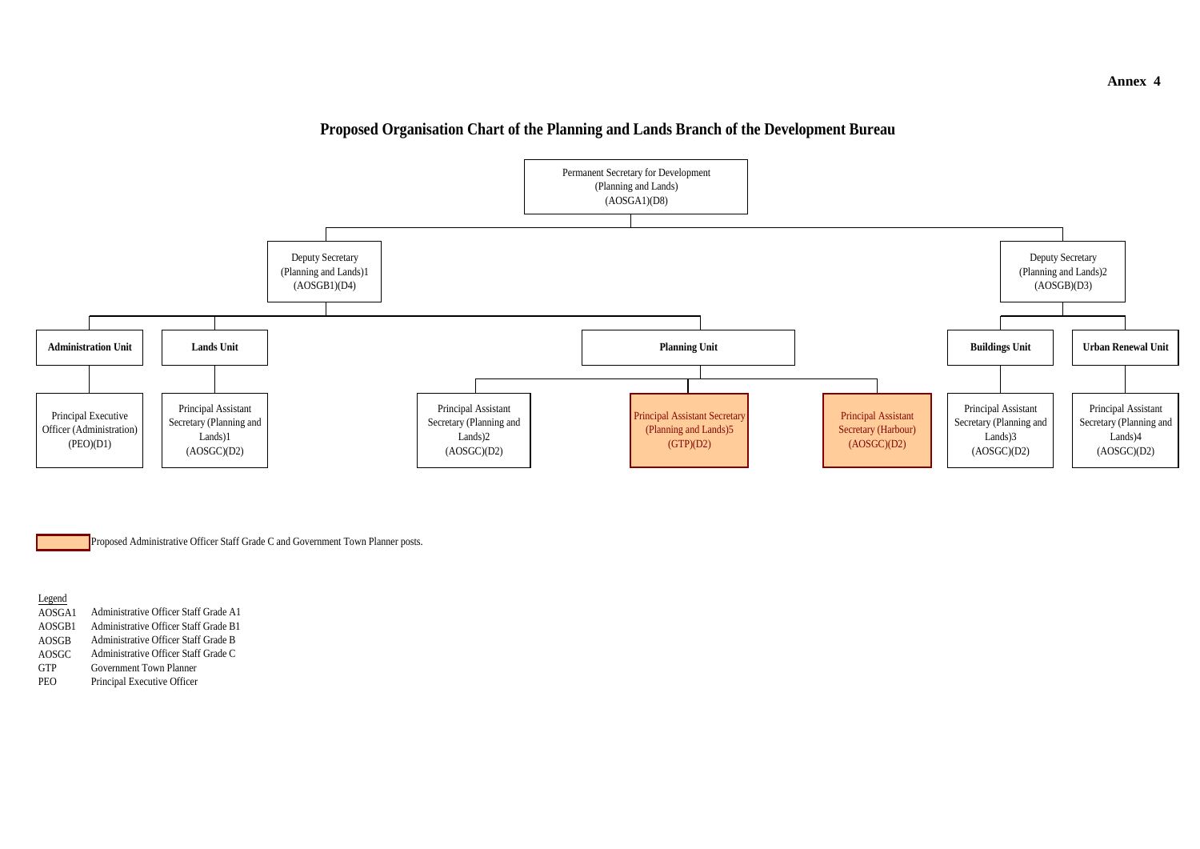**Annex 4**

# Proposed Organisation Chart of the Planning and Lands Branch of the Development Bureau

- Permanent Secretary for Development (Planning and Lands) (AOSGA1)(D8)
  - Deputy Secretary (Planning and Lands)1 (AOSGB1)(D4)
    - **Administration Unit**
      - Principal Executive Officer (Administration) (PEO)(D1)
    - **Lands Unit**
      - Principal Assistant Secretary (Planning and Lands)1 (AOSGC)(D2)
    - **Planning Unit**
      - Principal Assistant Secretary (Planning and Lands)2 (AOSGC)(D2)
      - Principal Assistant Secretary (Planning and Lands)5 (GTP)(D2) [Proposed]
      - Principal Assistant Secretary (Harbour) (AOSGC)(D2) [Proposed]
  - Deputy Secretary (Planning and Lands)2 (AOSGB)(D3)
    - **Buildings Unit**
      - Principal Assistant Secretary (Planning and Lands)3 (AOSGC)(D2)
    - **Urban Renewal Unit**
      - Principal Assistant Secretary (Planning and Lands)4 (AOSGC)(D2)

[Shaded box] Proposed Administrative Officer Staff Grade C and Government Town Planner posts.

Legend

| | |
|---|---|
| AOSGA1 | Administrative Officer Staff Grade A1 |
| AOSGB1 | Administrative Officer Staff Grade B1 |
| AOSGB | Administrative Officer Staff Grade B |
| AOSGC | Administrative Officer Staff Grade C |
| GTP | Government Town Planner |
| PEO | Principal Executive Officer |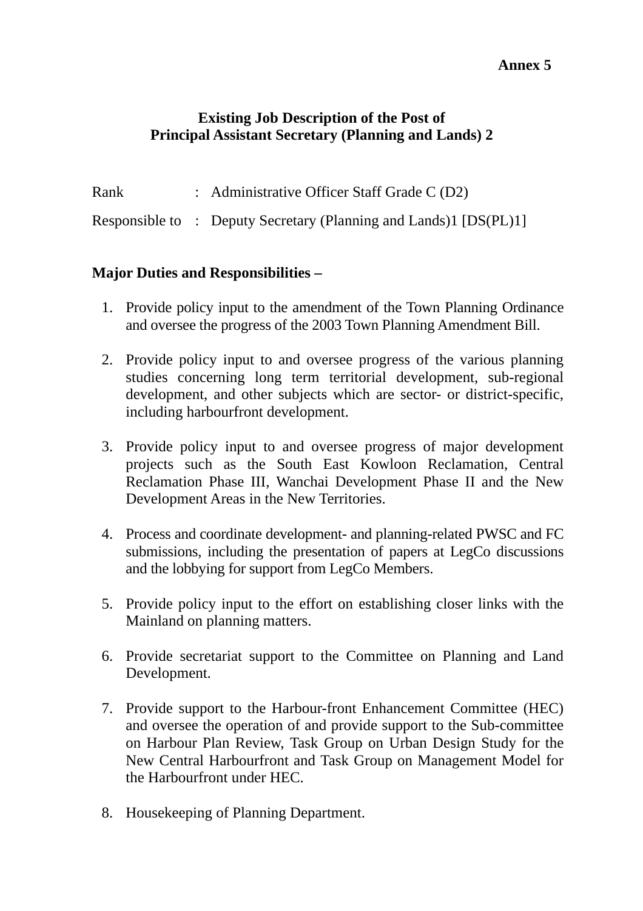**Annex 5**

# Existing Job Description of the Post of Principal Assistant Secretary (Planning and Lands) 2

Rank : Administrative Officer Staff Grade C (D2)

Responsible to : Deputy Secretary (Planning and Lands)1 [DS(PL)1]

**Major Duties and Responsibilities –**

1. Provide policy input to the amendment of the Town Planning Ordinance and oversee the progress of the 2003 Town Planning Amendment Bill.

2. Provide policy input to and oversee progress of the various planning studies concerning long term territorial development, sub-regional development, and other subjects which are sector- or district-specific, including harbourfront development.

3. Provide policy input to and oversee progress of major development projects such as the South East Kowloon Reclamation, Central Reclamation Phase III, Wanchai Development Phase II and the New Development Areas in the New Territories.

4. Process and coordinate development- and planning-related PWSC and FC submissions, including the presentation of papers at LegCo discussions and the lobbying for support from LegCo Members.

5. Provide policy input to the effort on establishing closer links with the Mainland on planning matters.

6. Provide secretariat support to the Committee on Planning and Land Development.

7. Provide support to the Harbour-front Enhancement Committee (HEC) and oversee the operation of and provide support to the Sub-committee on Harbour Plan Review, Task Group on Urban Design Study for the New Central Harbourfront and Task Group on Management Model for the Harbourfront under HEC.

8. Housekeeping of Planning Department.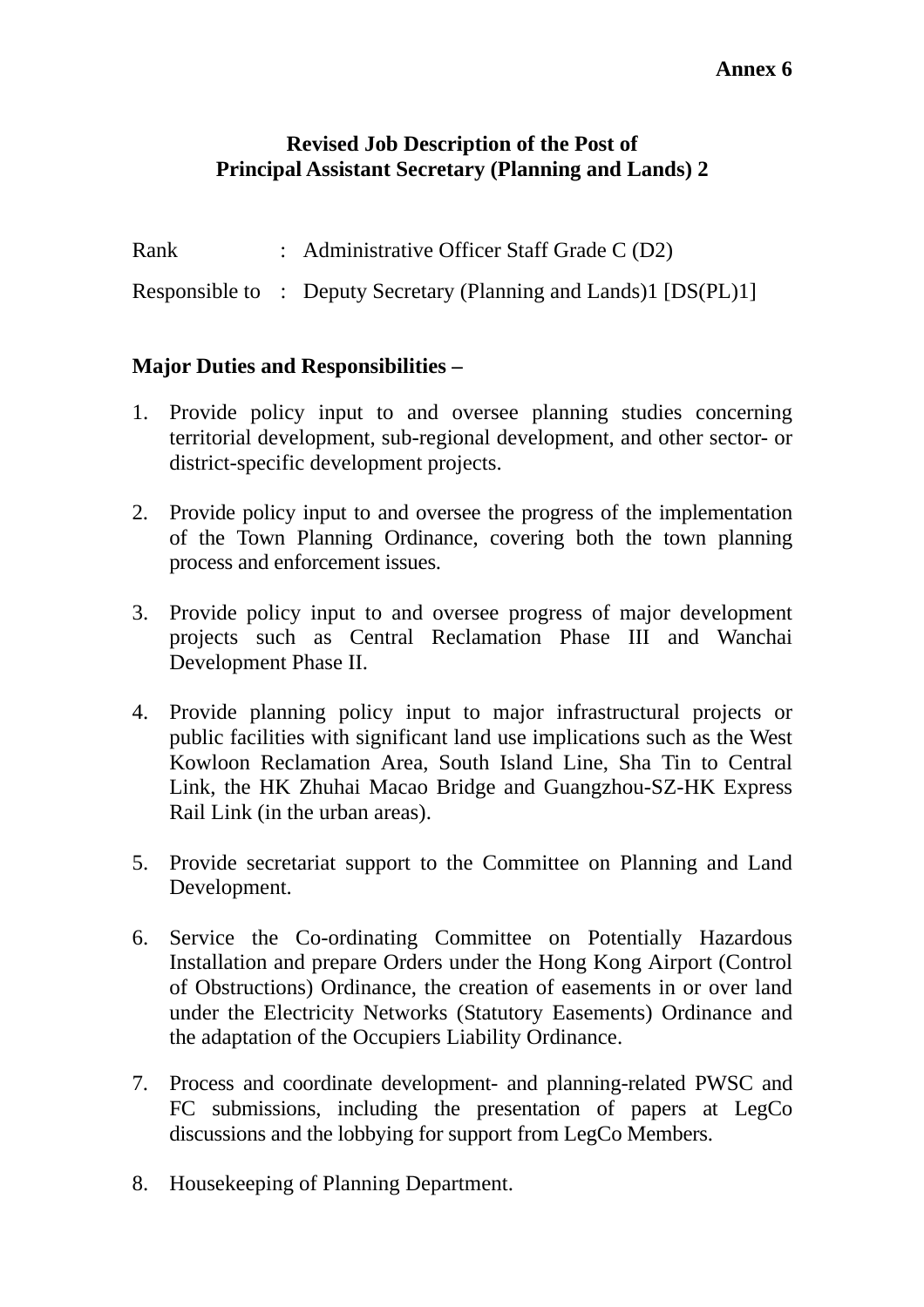**Annex 6**

# Revised Job Description of the Post of Principal Assistant Secretary (Planning and Lands) 2

| | | |
|---|---|---|
| Rank | : | Administrative Officer Staff Grade C (D2) |
| Responsible to | : | Deputy Secretary (Planning and Lands)1 [DS(PL)1] |

**Major Duties and Responsibilities –**

1. Provide policy input to and oversee planning studies concerning territorial development, sub-regional development, and other sector- or district-specific development projects.

2. Provide policy input to and oversee the progress of the implementation of the Town Planning Ordinance, covering both the town planning process and enforcement issues.

3. Provide policy input to and oversee progress of major development projects such as Central Reclamation Phase III and Wanchai Development Phase II.

4. Provide planning policy input to major infrastructural projects or public facilities with significant land use implications such as the West Kowloon Reclamation Area, South Island Line, Sha Tin to Central Link, the HK Zhuhai Macao Bridge and Guangzhou-SZ-HK Express Rail Link (in the urban areas).

5. Provide secretariat support to the Committee on Planning and Land Development.

6. Service the Co-ordinating Committee on Potentially Hazardous Installation and prepare Orders under the Hong Kong Airport (Control of Obstructions) Ordinance, the creation of easements in or over land under the Electricity Networks (Statutory Easements) Ordinance and the adaptation of the Occupiers Liability Ordinance.

7. Process and coordinate development- and planning-related PWSC and FC submissions, including the presentation of papers at LegCo discussions and the lobbying for support from LegCo Members.

8. Housekeeping of Planning Department.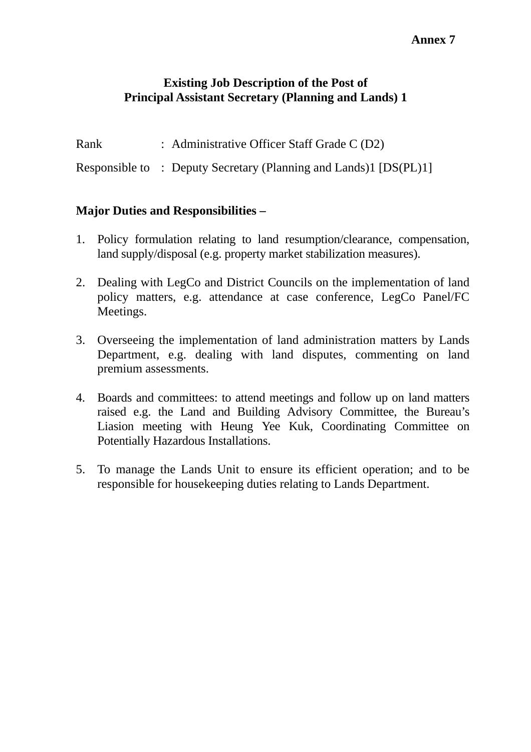**Annex 7**

**Existing Job Description of the Post of**
**Principal Assistant Secretary (Planning and Lands) 1**

Rank : Administrative Officer Staff Grade C (D2)

Responsible to : Deputy Secretary (Planning and Lands)1 [DS(PL)1]

**Major Duties and Responsibilities –**

1. Policy formulation relating to land resumption/clearance, compensation, land supply/disposal (e.g. property market stabilization measures).

2. Dealing with LegCo and District Councils on the implementation of land policy matters, e.g. attendance at case conference, LegCo Panel/FC Meetings.

3. Overseeing the implementation of land administration matters by Lands Department, e.g. dealing with land disputes, commenting on land premium assessments.

4. Boards and committees: to attend meetings and follow up on land matters raised e.g. the Land and Building Advisory Committee, the Bureau's Liasion meeting with Heung Yee Kuk, Coordinating Committee on Potentially Hazardous Installations.

5. To manage the Lands Unit to ensure its efficient operation; and to be responsible for housekeeping duties relating to Lands Department.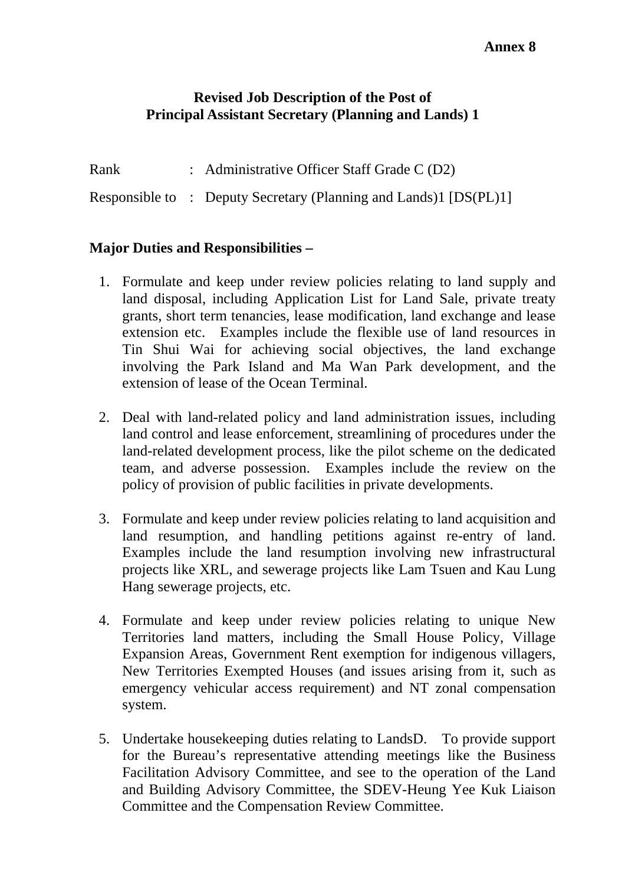**Annex 8**

## Revised Job Description of the Post of Principal Assistant Secretary (Planning and Lands) 1

Rank : Administrative Officer Staff Grade C (D2)

Responsible to : Deputy Secretary (Planning and Lands)1 [DS(PL)1]

**Major Duties and Responsibilities –**

1. Formulate and keep under review policies relating to land supply and land disposal, including Application List for Land Sale, private treaty grants, short term tenancies, lease modification, land exchange and lease extension etc. Examples include the flexible use of land resources in Tin Shui Wai for achieving social objectives, the land exchange involving the Park Island and Ma Wan Park development, and the extension of lease of the Ocean Terminal.

2. Deal with land-related policy and land administration issues, including land control and lease enforcement, streamlining of procedures under the land-related development process, like the pilot scheme on the dedicated team, and adverse possession. Examples include the review on the policy of provision of public facilities in private developments.

3. Formulate and keep under review policies relating to land acquisition and land resumption, and handling petitions against re-entry of land. Examples include the land resumption involving new infrastructural projects like XRL, and sewerage projects like Lam Tsuen and Kau Lung Hang sewerage projects, etc.

4. Formulate and keep under review policies relating to unique New Territories land matters, including the Small House Policy, Village Expansion Areas, Government Rent exemption for indigenous villagers, New Territories Exempted Houses (and issues arising from it, such as emergency vehicular access requirement) and NT zonal compensation system.

5. Undertake housekeeping duties relating to LandsD. To provide support for the Bureau's representative attending meetings like the Business Facilitation Advisory Committee, and see to the operation of the Land and Building Advisory Committee, the SDEV-Heung Yee Kuk Liaison Committee and the Compensation Review Committee.